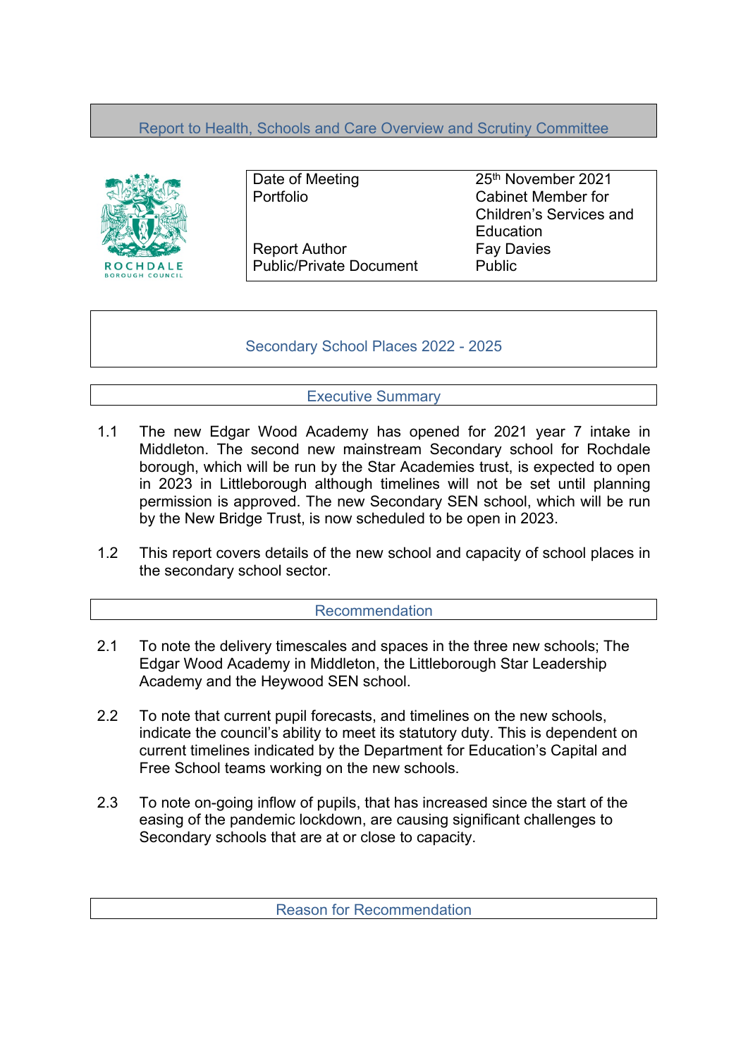# Report to Health, Schools and Care Overview and Scrutiny Committee

| | |
|---|---|
| Date of Meeting | 25th November 2021 |
| Portfolio | Cabinet Member for Children's Services and Education |
| Report Author | Fay Davies |
| Public/Private Document | Public |

## Secondary School Places 2022 - 2025

### Executive Summary

1.1 The new Edgar Wood Academy has opened for 2021 year 7 intake in Middleton. The second new mainstream Secondary school for Rochdale borough, which will be run by the Star Academies trust, is expected to open in 2023 in Littleborough although timelines will not be set until planning permission is approved. The new Secondary SEN school, which will be run by the New Bridge Trust, is now scheduled to be open in 2023.

1.2 This report covers details of the new school and capacity of school places in the secondary school sector.

### Recommendation

2.1 To note the delivery timescales and spaces in the three new schools; The Edgar Wood Academy in Middleton, the Littleborough Star Leadership Academy and the Heywood SEN school.

2.2 To note that current pupil forecasts, and timelines on the new schools, indicate the council's ability to meet its statutory duty. This is dependent on current timelines indicated by the Department for Education's Capital and Free School teams working on the new schools.

2.3 To note on-going inflow of pupils, that has increased since the start of the easing of the pandemic lockdown, are causing significant challenges to Secondary schools that are at or close to capacity.

### Reason for Recommendation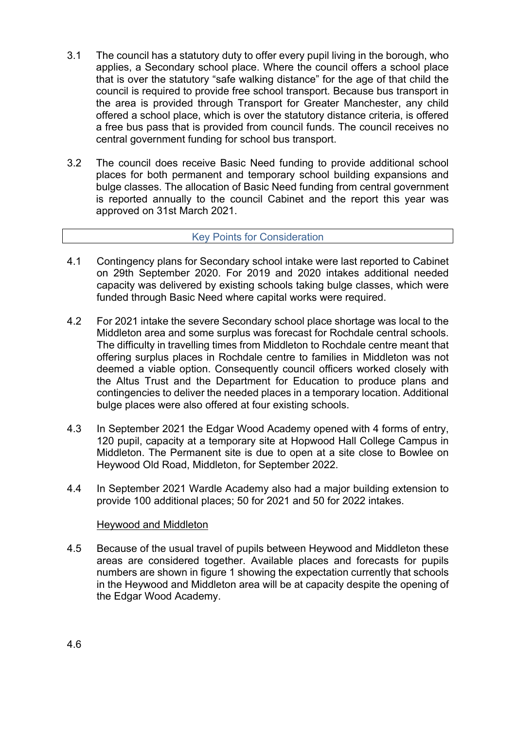3.1 The council has a statutory duty to offer every pupil living in the borough, who applies, a Secondary school place. Where the council offers a school place that is over the statutory “safe walking distance” for the age of that child the council is required to provide free school transport. Because bus transport in the area is provided through Transport for Greater Manchester, any child offered a school place, which is over the statutory distance criteria, is offered a free bus pass that is provided from council funds. The council receives no central government funding for school bus transport.

3.2 The council does receive Basic Need funding to provide additional school places for both permanent and temporary school building expansions and bulge classes. The allocation of Basic Need funding from central government is reported annually to the council Cabinet and the report this year was approved on 31st March 2021.

## Key Points for Consideration

4.1 Contingency plans for Secondary school intake were last reported to Cabinet on 29th September 2020. For 2019 and 2020 intakes additional needed capacity was delivered by existing schools taking bulge classes, which were funded through Basic Need where capital works were required.

4.2 For 2021 intake the severe Secondary school place shortage was local to the Middleton area and some surplus was forecast for Rochdale central schools. The difficulty in travelling times from Middleton to Rochdale centre meant that offering surplus places in Rochdale centre to families in Middleton was not deemed a viable option. Consequently council officers worked closely with the Altus Trust and the Department for Education to produce plans and contingencies to deliver the needed places in a temporary location. Additional bulge places were also offered at four existing schools.

4.3 In September 2021 the Edgar Wood Academy opened with 4 forms of entry, 120 pupil, capacity at a temporary site at Hopwood Hall College Campus in Middleton. The Permanent site is due to open at a site close to Bowlee on Heywood Old Road, Middleton, for September 2022.

4.4 In September 2021 Wardle Academy also had a major building extension to provide 100 additional places; 50 for 2021 and 50 for 2022 intakes.

### Heywood and Middleton

4.5 Because of the usual travel of pupils between Heywood and Middleton these areas are considered together. Available places and forecasts for pupils numbers are shown in figure 1 showing the expectation currently that schools in the Heywood and Middleton area will be at capacity despite the opening of the Edgar Wood Academy.

4.6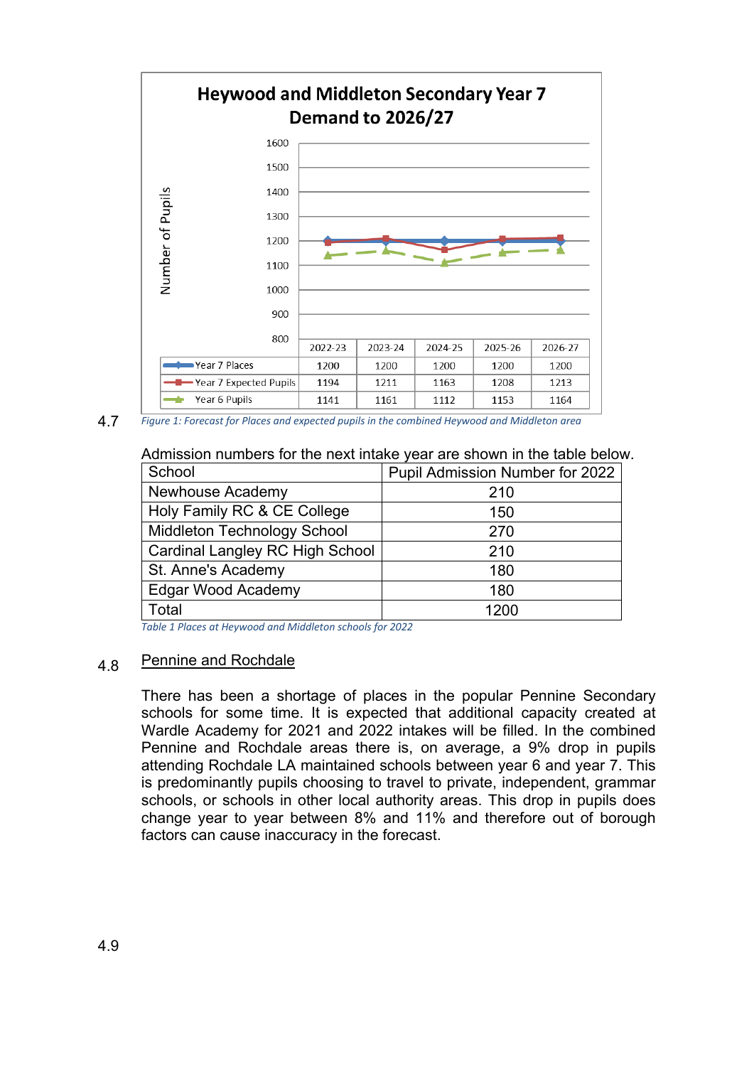## Heywood and Middleton Secondary Year 7 Demand to 2026/27

| | 2022-23 | 2023-24 | 2024-25 | 2025-26 | 2026-27 |
|---|---|---|---|---|---|
| Year 7 Places | 1200 | 1200 | 1200 | 1200 | 1200 |
| Year 7 Expected Pupils | 1194 | 1211 | 1163 | 1208 | 1213 |
| Year 6 Pupils | 1141 | 1161 | 1112 | 1153 | 1164 |

4.7 *Figure 1: Forecast for Places and expected pupils in the combined Heywood and Middleton area*

Admission numbers for the next intake year are shown in the table below.

| School | Pupil Admission Number for 2022 |
|---|---|
| Newhouse Academy | 210 |
| Holy Family RC & CE College | 150 |
| Middleton Technology School | 270 |
| Cardinal Langley RC High School | 210 |
| St. Anne's Academy | 180 |
| Edgar Wood Academy | 180 |
| Total | 1200 |

*Table 1 Places at Heywood and Middleton schools for 2022*

4.8 <u>Pennine and Rochdale</u>

There has been a shortage of places in the popular Pennine Secondary schools for some time. It is expected that additional capacity created at Wardle Academy for 2021 and 2022 intakes will be filled. In the combined Pennine and Rochdale areas there is, on average, a 9% drop in pupils attending Rochdale LA maintained schools between year 6 and year 7. This is predominantly pupils choosing to travel to private, independent, grammar schools, or schools in other local authority areas. This drop in pupils does change year to year between 8% and 11% and therefore out of borough factors can cause inaccuracy in the forecast.

4.9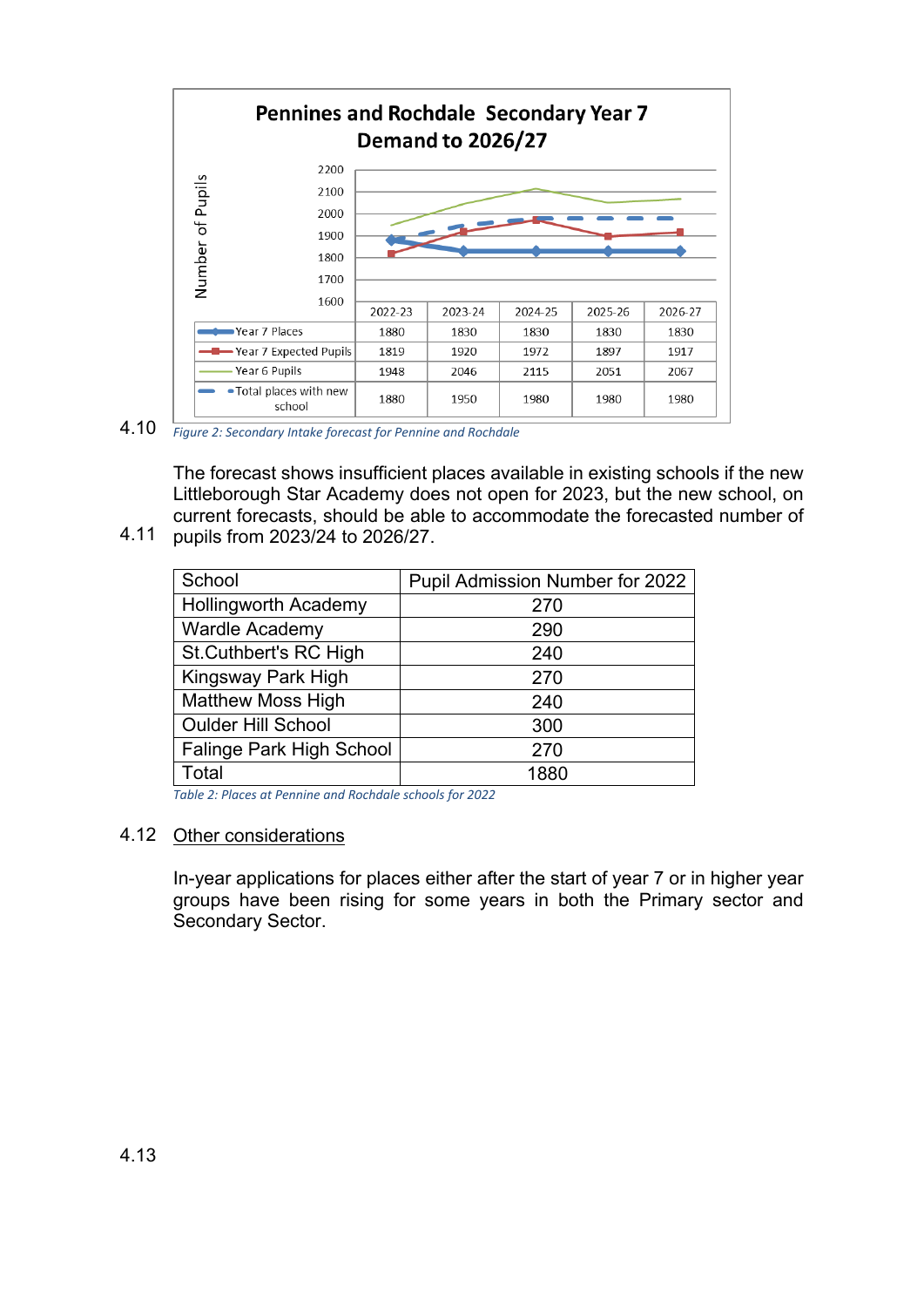**Pennines and Rochdale Secondary Year 7 Demand to 2026/27**

| | 2022-23 | 2023-24 | 2024-25 | 2025-26 | 2026-27 |
|---|---|---|---|---|---|
| Year 7 Places | 1880 | 1830 | 1830 | 1830 | 1830 |
| Year 7 Expected Pupils | 1819 | 1920 | 1972 | 1897 | 1917 |
| Year 6 Pupils | 1948 | 2046 | 2115 | 2051 | 2067 |
| Total places with new school | 1880 | 1950 | 1980 | 1980 | 1980 |

4.10 *Figure 2: Secondary Intake forecast for Pennine and Rochdale*

4.11 The forecast shows insufficient places available in existing schools if the new Littleborough Star Academy does not open for 2023, but the new school, on current forecasts, should be able to accommodate the forecasted number of pupils from 2023/24 to 2026/27.

| School | Pupil Admission Number for 2022 |
|---|---|
| Hollingworth Academy | 270 |
| Wardle Academy | 290 |
| St.Cuthbert's RC High | 240 |
| Kingsway Park High | 270 |
| Matthew Moss High | 240 |
| Oulder Hill School | 300 |
| Falinge Park High School | 270 |
| Total | 1880 |

*Table 2: Places at Pennine and Rochdale schools for 2022*

4.12 Other considerations

In-year applications for places either after the start of year 7 or in higher year groups have been rising for some years in both the Primary sector and Secondary Sector.

4.13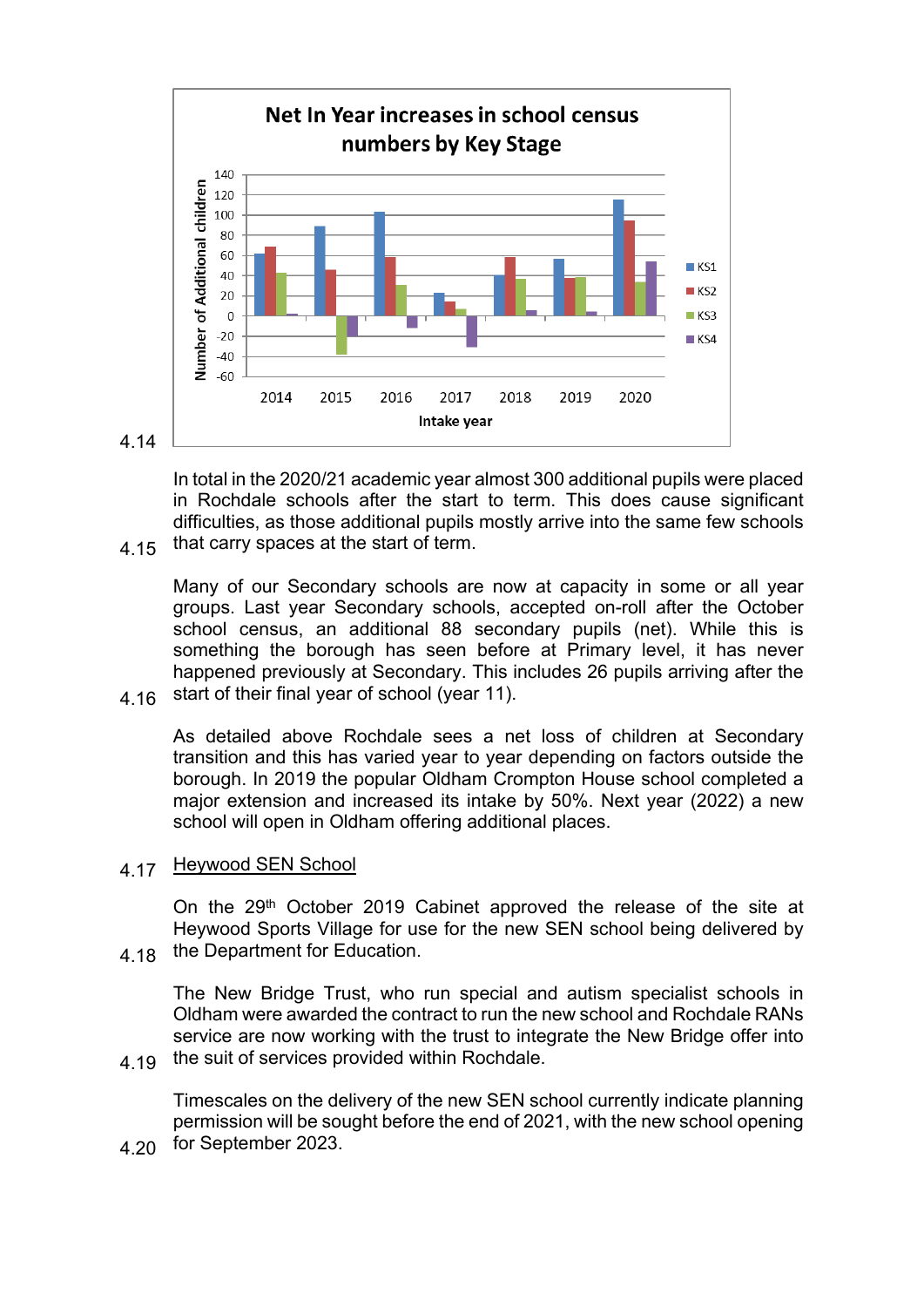4.14

Net In Year increases in school census numbers by Key Stage

In total in the 2020/21 academic year almost 300 additional pupils were placed in Rochdale schools after the start to term. This does cause significant difficulties, as those additional pupils mostly arrive into the same few schools that carry spaces at the start of term.

4.15 Many of our Secondary schools are now at capacity in some or all year groups. Last year Secondary schools, accepted on-roll after the October school census, an additional 88 secondary pupils (net). While this is something the borough has seen before at Primary level, it has never happened previously at Secondary. This includes 26 pupils arriving after the start of their final year of school (year 11).

4.16 As detailed above Rochdale sees a net loss of children at Secondary transition and this has varied year to year depending on factors outside the borough. In 2019 the popular Oldham Crompton House school completed a major extension and increased its intake by 50%. Next year (2022) a new school will open in Oldham offering additional places.

4.17 <u>Heywood SEN School</u>

4.18 On the 29th October 2019 Cabinet approved the release of the site at Heywood Sports Village for use for the new SEN school being delivered by the Department for Education.

4.19 The New Bridge Trust, who run special and autism specialist schools in Oldham were awarded the contract to run the new school and Rochdale RANs service are now working with the trust to integrate the New Bridge offer into the suit of services provided within Rochdale.

4.20 Timescales on the delivery of the new SEN school currently indicate planning permission will be sought before the end of 2021, with the new school opening for September 2023.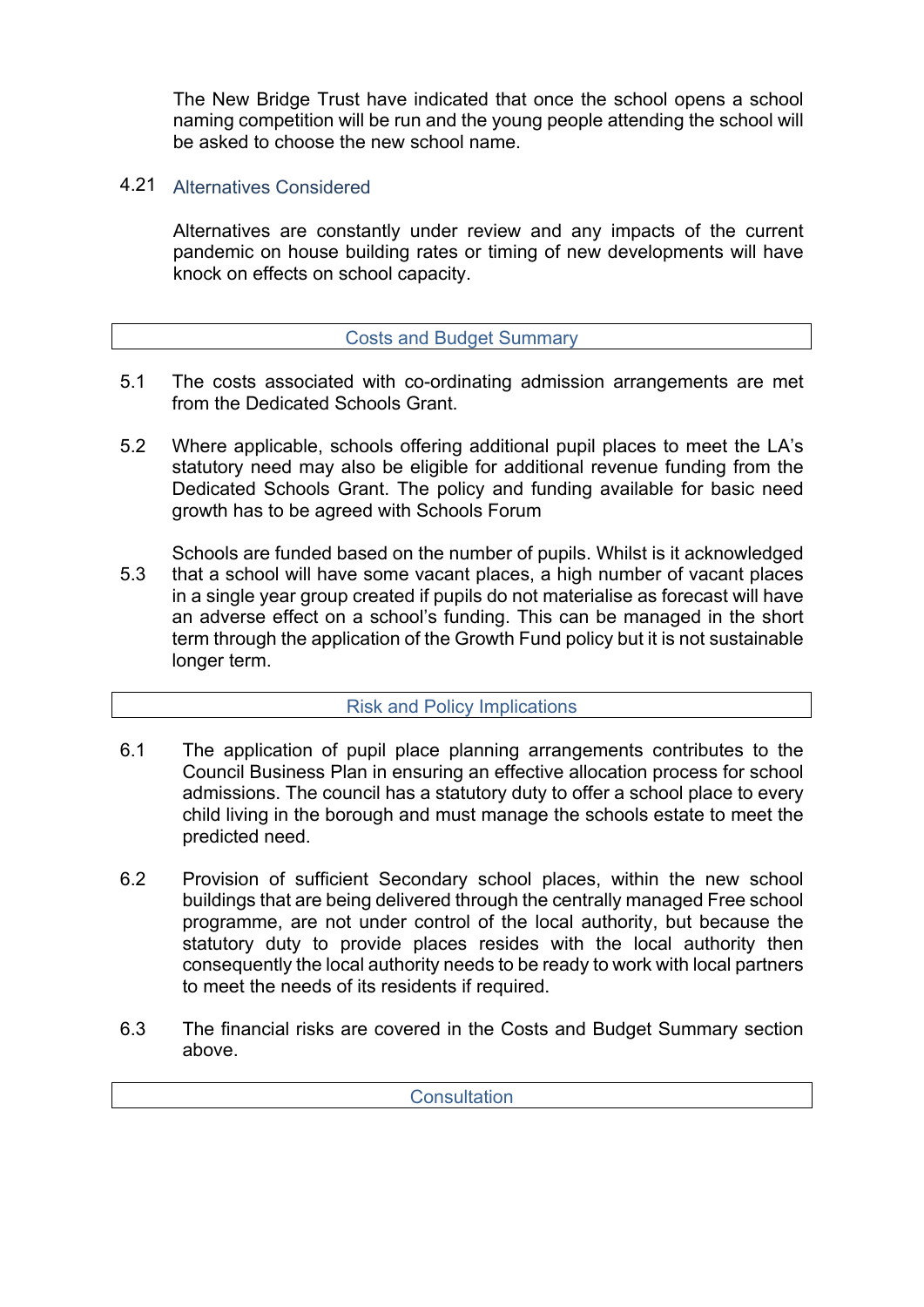The New Bridge Trust have indicated that once the school opens a school naming competition will be run and the young people attending the school will be asked to choose the new school name.

4.21 Alternatives Considered

Alternatives are constantly under review and any impacts of the current pandemic on house building rates or timing of new developments will have knock on effects on school capacity.

## Costs and Budget Summary

5.1 The costs associated with co-ordinating admission arrangements are met from the Dedicated Schools Grant.

5.2 Where applicable, schools offering additional pupil places to meet the LA's statutory need may also be eligible for additional revenue funding from the Dedicated Schools Grant. The policy and funding available for basic need growth has to be agreed with Schools Forum

5.3 Schools are funded based on the number of pupils. Whilst is it acknowledged that a school will have some vacant places, a high number of vacant places in a single year group created if pupils do not materialise as forecast will have an adverse effect on a school's funding. This can be managed in the short term through the application of the Growth Fund policy but it is not sustainable longer term.

## Risk and Policy Implications

6.1 The application of pupil place planning arrangements contributes to the Council Business Plan in ensuring an effective allocation process for school admissions. The council has a statutory duty to offer a school place to every child living in the borough and must manage the schools estate to meet the predicted need.

6.2 Provision of sufficient Secondary school places, within the new school buildings that are being delivered through the centrally managed Free school programme, are not under control of the local authority, but because the statutory duty to provide places resides with the local authority then consequently the local authority needs to be ready to work with local partners to meet the needs of its residents if required.

6.3 The financial risks are covered in the Costs and Budget Summary section above.

## Consultation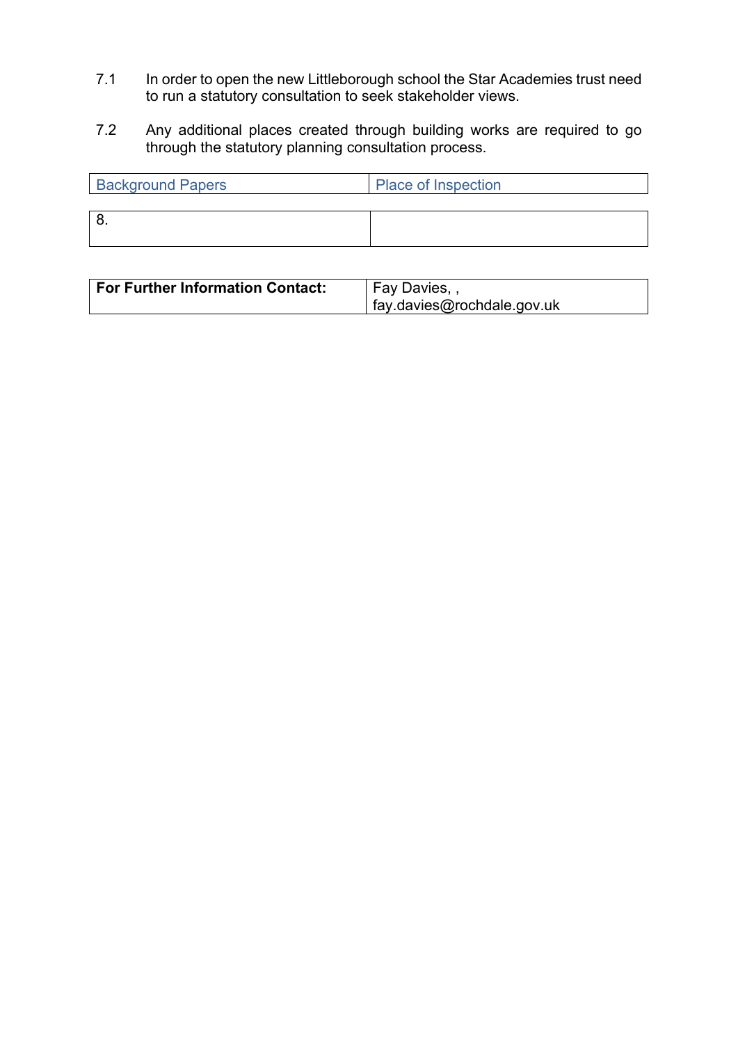7.1 In order to open the new Littleborough school the Star Academies trust need to run a statutory consultation to seek stakeholder views.

7.2 Any additional places created through building works are required to go through the statutory planning consultation process.

| Background Papers | Place of Inspection |
|---|---|
| 8. | |

| **For Further Information Contact:** | Fay Davies, , fay.davies@rochdale.gov.uk |
|---|---|